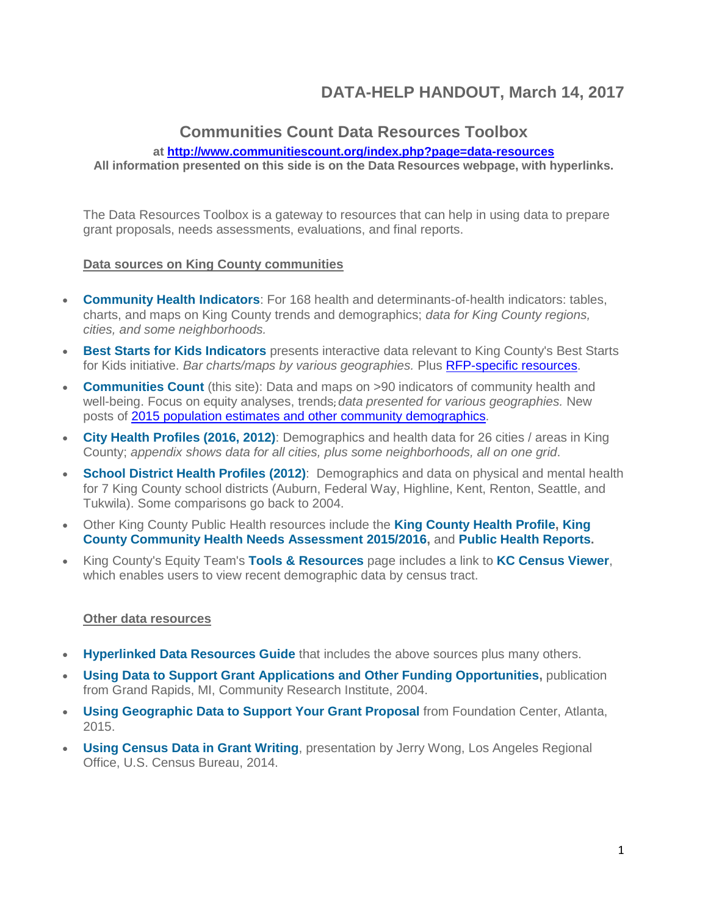# DATA-HELP HANDOUT, March 14, 2017

## Communities Count Data Resources Toolbox

**at http://www.communitiescount.org/index.php?page=data-resources**
**All information presented on this side is on the Data Resources webpage, with hyperlinks.**

The Data Resources Toolbox is a gateway to resources that can help in using data to prepare grant proposals, needs assessments, evaluations, and final reports.

### Data sources on King County communities

- **Community Health Indicators**: For 168 health and determinants-of-health indicators: tables, charts, and maps on King County trends and demographics; *data for King County regions, cities, and some neighborhoods.*
- **Best Starts for Kids Indicators** presents interactive data relevant to King County's Best Starts for Kids initiative. *Bar charts/maps by various geographies.* Plus RFP-specific resources.
- **Communities Count** (this site): Data and maps on >90 indicators of community health and well-being. Focus on equity analyses, trends; *data presented for various geographies.* New posts of 2015 population estimates and other community demographics.
- **City Health Profiles (2016, 2012)**: Demographics and health data for 26 cities / areas in King County; *appendix shows data for all cities, plus some neighborhoods, all on one grid*.
- **School District Health Profiles (2012)**: Demographics and data on physical and mental health for 7 King County school districts (Auburn, Federal Way, Highline, Kent, Renton, Seattle, and Tukwila). Some comparisons go back to 2004.
- Other King County Public Health resources include the **King County Health Profile, King County Community Health Needs Assessment 2015/2016,** and **Public Health Reports.**
- King County's Equity Team's **Tools & Resources** page includes a link to **KC Census Viewer**, which enables users to view recent demographic data by census tract.

### Other data resources

- **Hyperlinked Data Resources Guide** that includes the above sources plus many others.
- **Using Data to Support Grant Applications and Other Funding Opportunities,** publication from Grand Rapids, MI, Community Research Institute, 2004.
- **Using Geographic Data to Support Your Grant Proposal** from Foundation Center, Atlanta, 2015.
- **Using Census Data in Grant Writing**, presentation by Jerry Wong, Los Angeles Regional Office, U.S. Census Bureau, 2014.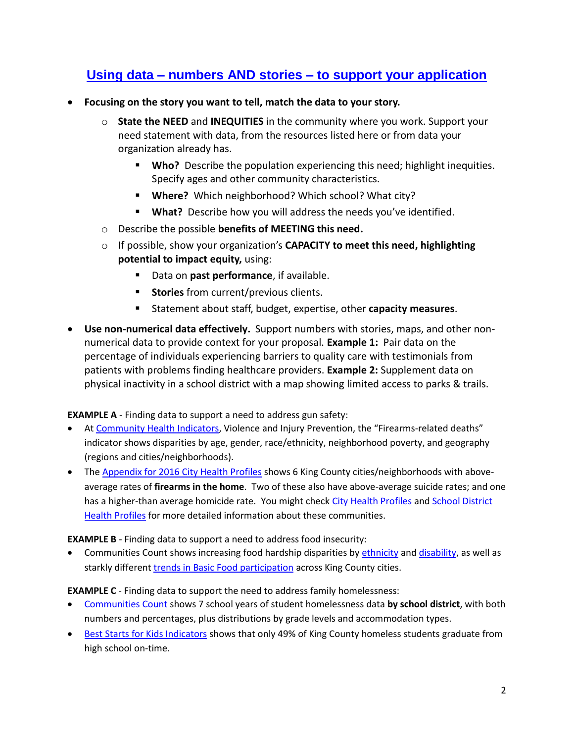## Using data – numbers AND stories – to support your application

- **Focusing on the story you want to tell, match the data to your story.**
  - **State the NEED** and **INEQUITIES** in the community where you work. Support your need statement with data, from the resources listed here or from data your organization already has.
    - **Who?** Describe the population experiencing this need; highlight inequities. Specify ages and other community characteristics.
    - **Where?** Which neighborhood? Which school? What city?
    - **What?** Describe how you will address the needs you've identified.
  - Describe the possible **benefits of MEETING this need.**
  - If possible, show your organization's **CAPACITY to meet this need, highlighting potential to impact equity,** using:
    - Data on **past performance**, if available.
    - **Stories** from current/previous clients.
    - Statement about staff, budget, expertise, other **capacity measures**.
- **Use non-numerical data effectively.** Support numbers with stories, maps, and other non-numerical data to provide context for your proposal. **Example 1:** Pair data on the percentage of individuals experiencing barriers to quality care with testimonials from patients with problems finding healthcare providers. **Example 2:** Supplement data on physical inactivity in a school district with a map showing limited access to parks & trails.

**EXAMPLE A** - Finding data to support a need to address gun safety:

- At Community Health Indicators, Violence and Injury Prevention, the "Firearms-related deaths" indicator shows disparities by age, gender, race/ethnicity, neighborhood poverty, and geography (regions and cities/neighborhoods).
- The Appendix for 2016 City Health Profiles shows 6 King County cities/neighborhoods with above-average rates of **firearms in the home**. Two of these also have above-average suicide rates; and one has a higher-than average homicide rate. You might check City Health Profiles and School District Health Profiles for more detailed information about these communities.

**EXAMPLE B** - Finding data to support a need to address food insecurity:

- Communities Count shows increasing food hardship disparities by ethnicity and disability, as well as starkly different trends in Basic Food participation across King County cities.

**EXAMPLE C** - Finding data to support the need to address family homelessness:

- Communities Count shows 7 school years of student homelessness data **by school district**, with both numbers and percentages, plus distributions by grade levels and accommodation types.
- Best Starts for Kids Indicators shows that only 49% of King County homeless students graduate from high school on-time.